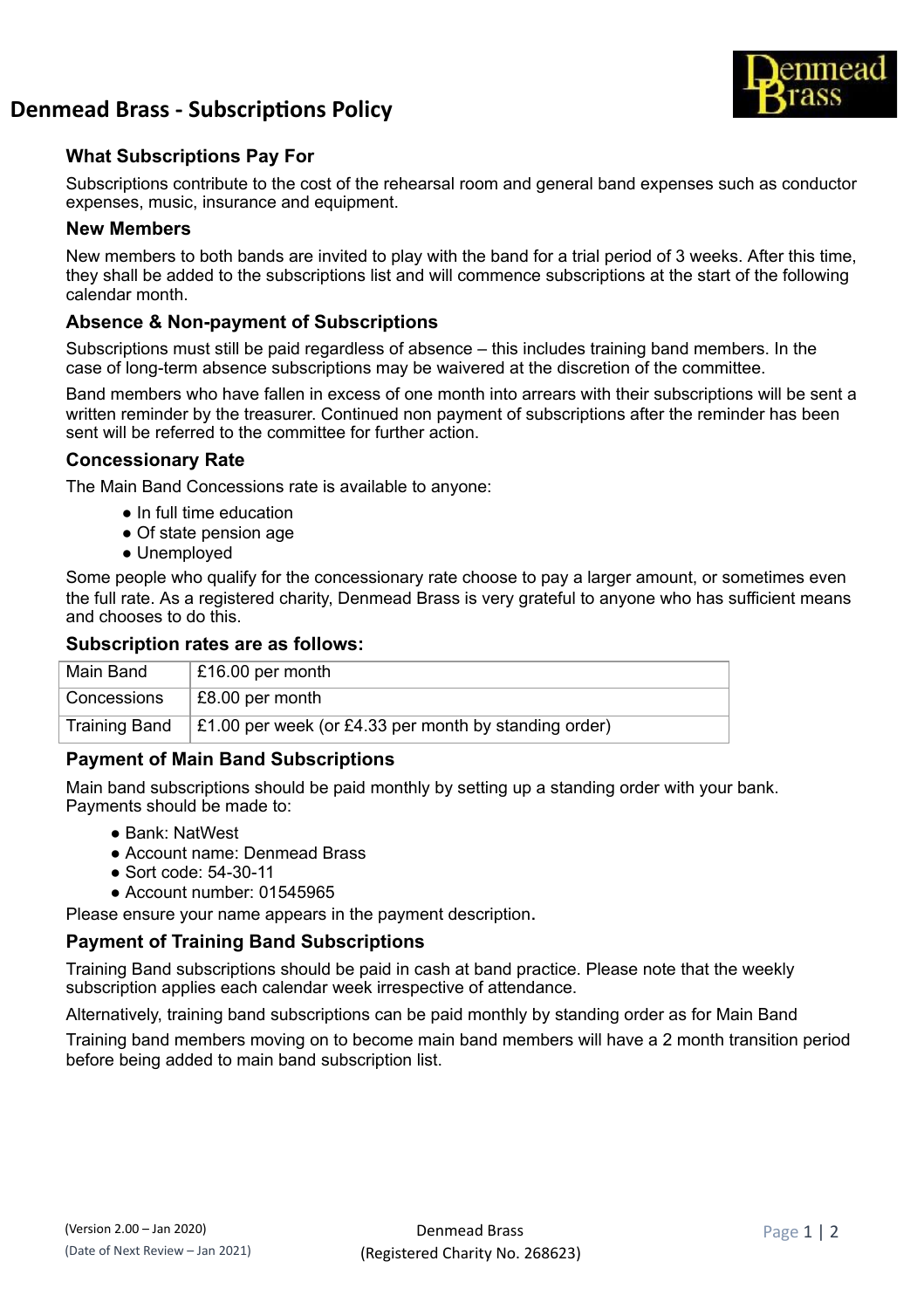# Denmead Brass - Subscriptions Policy

### What Subscriptions Pay For

Subscriptions contribute to the cost of the rehearsal room and general band expenses such as conductor expenses, music, insurance and equipment.

### New Members

New members to both bands are invited to play with the band for a trial period of 3 weeks. After this time, they shall be added to the subscriptions list and will commence subscriptions at the start of the following calendar month.

### Absence & Non-payment of Subscriptions

Subscriptions must still be paid regardless of absence – this includes training band members. In the case of long-term absence subscriptions may be waivered at the discretion of the committee.

Band members who have fallen in excess of one month into arrears with their subscriptions will be sent a written reminder by the treasurer. Continued non payment of subscriptions after the reminder has been sent will be referred to the committee for further action.

### Concessionary Rate

The Main Band Concessions rate is available to anyone:

- In full time education
- Of state pension age
- Unemployed

Some people who qualify for the concessionary rate choose to pay a larger amount, or sometimes even the full rate. As a registered charity, Denmead Brass is very grateful to anyone who has sufficient means and chooses to do this.

### Subscription rates are as follows:

| | |
|---|---|
| Main Band | £16.00 per month |
| Concessions | £8.00 per month |
| Training Band | £1.00 per week (or £4.33 per month by standing order) |

### Payment of Main Band Subscriptions

Main band subscriptions should be paid monthly by setting up a standing order with your bank. Payments should be made to:

- Bank: NatWest
- Account name: Denmead Brass
- Sort code: 54-30-11
- Account number: 01545965

Please ensure your name appears in the payment description.

### Payment of Training Band Subscriptions

Training Band subscriptions should be paid in cash at band practice. Please note that the weekly subscription applies each calendar week irrespective of attendance.

Alternatively, training band subscriptions can be paid monthly by standing order as for Main Band

Training band members moving on to become main band members will have a 2 month transition period before being added to main band subscription list.

(Version 2.00 – Jan 2020)
(Date of Next Review – Jan 2021)

Denmead Brass
(Registered Charity No. 268623)